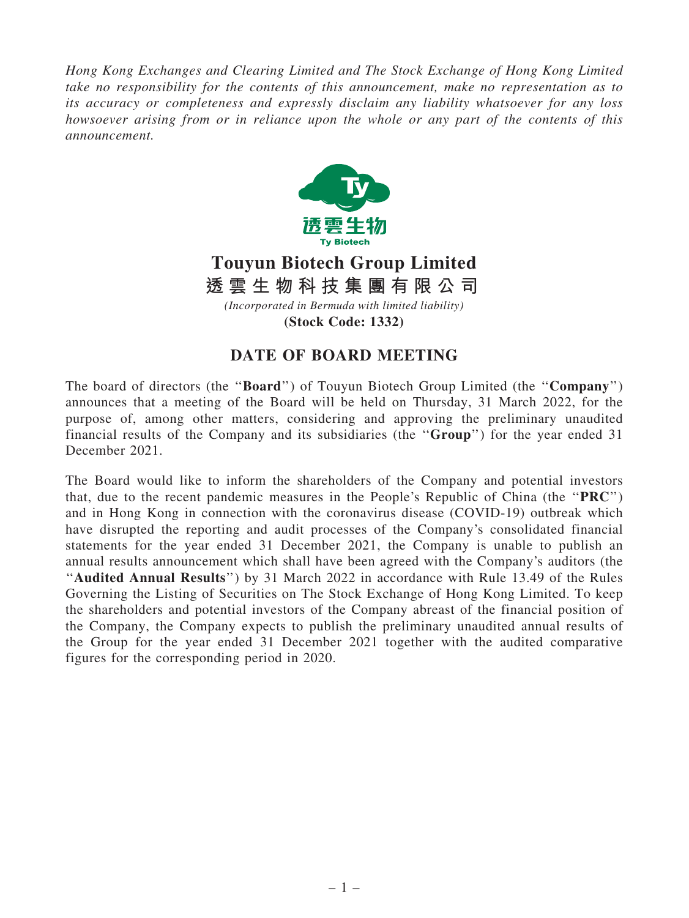*Hong Kong Exchanges and Clearing Limited and The Stock Exchange of Hong Kong Limited take no responsibility for the contents of this announcement, make no representation as to its accuracy or completeness and expressly disclaim any liability whatsoever for any loss howsoever arising from or in reliance upon the whole or any part of the contents of this announcement.*

透雲生物

Ty Biotech

# Touyun Biotech Group Limited

# 透 雲 生 物 科 技 集 團 有 限 公 司

*(Incorporated in Bermuda with limited liability)*

**(Stock Code: 1332)**

## DATE OF BOARD MEETING

The board of directors (the "**Board**") of Touyun Biotech Group Limited (the "**Company**") announces that a meeting of the Board will be held on Thursday, 31 March 2022, for the purpose of, among other matters, considering and approving the preliminary unaudited financial results of the Company and its subsidiaries (the "**Group**") for the year ended 31 December 2021.

The Board would like to inform the shareholders of the Company and potential investors that, due to the recent pandemic measures in the People's Republic of China (the "**PRC**") and in Hong Kong in connection with the coronavirus disease (COVID-19) outbreak which have disrupted the reporting and audit processes of the Company's consolidated financial statements for the year ended 31 December 2021, the Company is unable to publish an annual results announcement which shall have been agreed with the Company's auditors (the "**Audited Annual Results**") by 31 March 2022 in accordance with Rule 13.49 of the Rules Governing the Listing of Securities on The Stock Exchange of Hong Kong Limited. To keep the shareholders and potential investors of the Company abreast of the financial position of the Company, the Company expects to publish the preliminary unaudited annual results of the Group for the year ended 31 December 2021 together with the audited comparative figures for the corresponding period in 2020.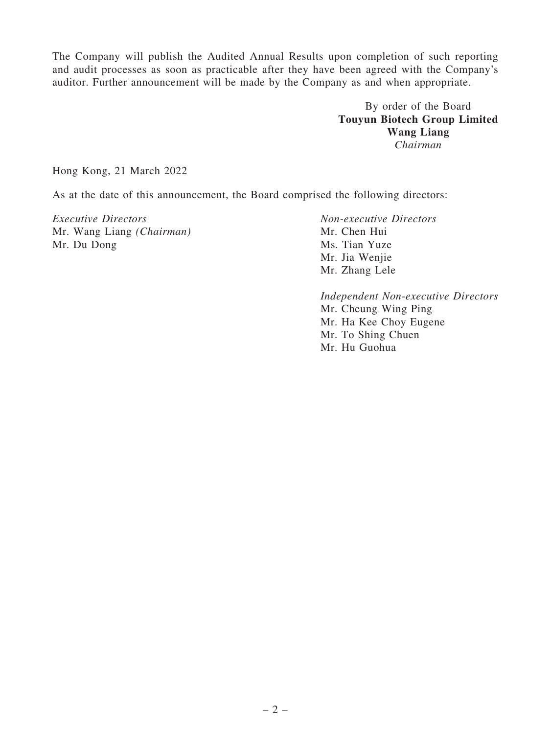The Company will publish the Audited Annual Results upon completion of such reporting and audit processes as soon as practicable after they have been agreed with the Company's auditor. Further announcement will be made by the Company as and when appropriate.

By order of the Board
**Touyun Biotech Group Limited**
**Wang Liang**
*Chairman*

Hong Kong, 21 March 2022

As at the date of this announcement, the Board comprised the following directors:

*Executive Directors*
Mr. Wang Liang *(Chairman)*
Mr. Du Dong

*Non-executive Directors*
Mr. Chen Hui
Ms. Tian Yuze
Mr. Jia Wenjie
Mr. Zhang Lele

*Independent Non-executive Directors*
Mr. Cheung Wing Ping
Mr. Ha Kee Choy Eugene
Mr. To Shing Chuen
Mr. Hu Guohua